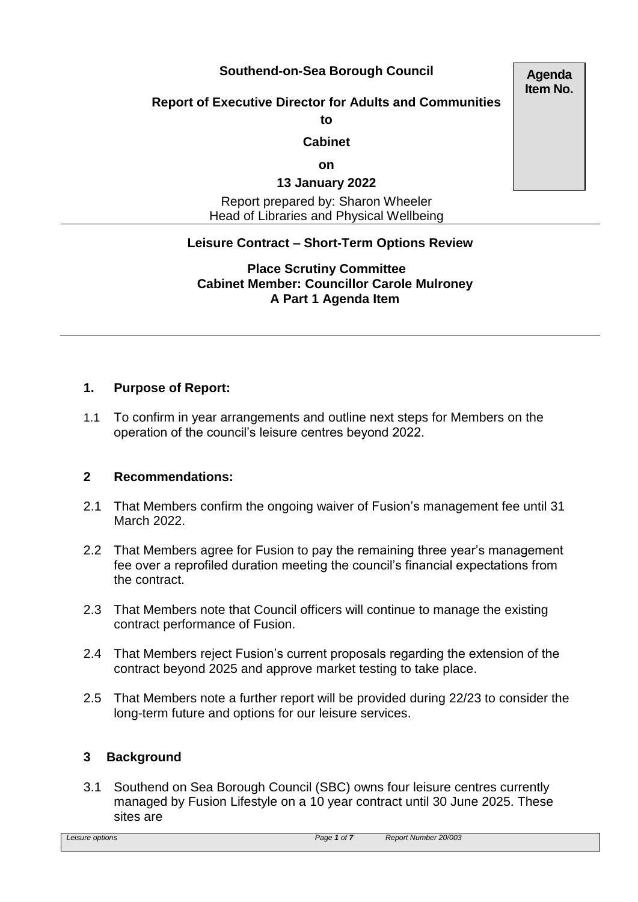**Southend-on-Sea Borough Council**

**Report of Executive Director for Adults and Communities**

**to**

**Cabinet**

**on**

**13 January 2022**

Report prepared by: Sharon Wheeler
Head of Libraries and Physical Wellbeing

**Agenda Item No.**

**Leisure Contract – Short-Term Options Review**

**Place Scrutiny Committee**
**Cabinet Member: Councillor Carole Mulroney**
**A Part 1 Agenda Item**

## 1. Purpose of Report:

1.1 To confirm in year arrangements and outline next steps for Members on the operation of the council's leisure centres beyond 2022.

## 2 Recommendations:

2.1 That Members confirm the ongoing waiver of Fusion's management fee until 31 March 2022.

2.2 That Members agree for Fusion to pay the remaining three year's management fee over a reprofiled duration meeting the council's financial expectations from the contract.

2.3 That Members note that Council officers will continue to manage the existing contract performance of Fusion.

2.4 That Members reject Fusion's current proposals regarding the extension of the contract beyond 2025 and approve market testing to take place.

2.5 That Members note a further report will be provided during 22/23 to consider the long-term future and options for our leisure services.

## 3 Background

3.1 Southend on Sea Borough Council (SBC) owns four leisure centres currently managed by Fusion Lifestyle on a 10 year contract until 30 June 2025. These sites are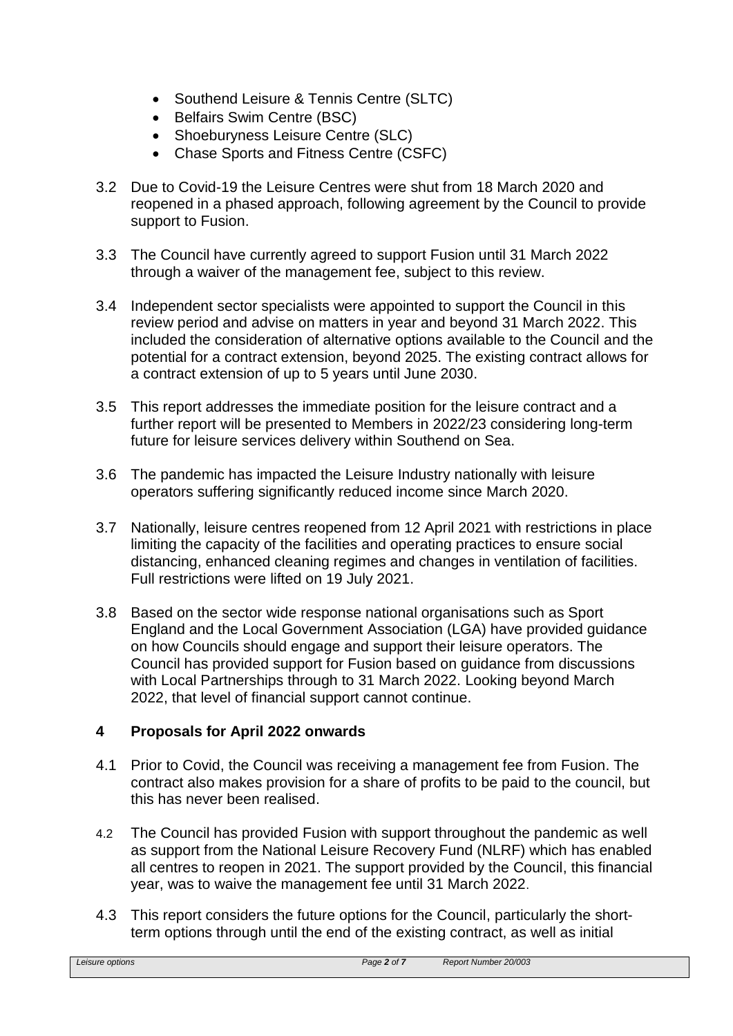- Southend Leisure & Tennis Centre (SLTC)
- Belfairs Swim Centre (BSC)
- Shoeburyness Leisure Centre (SLC)
- Chase Sports and Fitness Centre (CSFC)

3.2 Due to Covid-19 the Leisure Centres were shut from 18 March 2020 and reopened in a phased approach, following agreement by the Council to provide support to Fusion.

3.3 The Council have currently agreed to support Fusion until 31 March 2022 through a waiver of the management fee, subject to this review.

3.4 Independent sector specialists were appointed to support the Council in this review period and advise on matters in year and beyond 31 March 2022. This included the consideration of alternative options available to the Council and the potential for a contract extension, beyond 2025. The existing contract allows for a contract extension of up to 5 years until June 2030.

3.5 This report addresses the immediate position for the leisure contract and a further report will be presented to Members in 2022/23 considering long-term future for leisure services delivery within Southend on Sea.

3.6 The pandemic has impacted the Leisure Industry nationally with leisure operators suffering significantly reduced income since March 2020.

3.7 Nationally, leisure centres reopened from 12 April 2021 with restrictions in place limiting the capacity of the facilities and operating practices to ensure social distancing, enhanced cleaning regimes and changes in ventilation of facilities. Full restrictions were lifted on 19 July 2021.

3.8 Based on the sector wide response national organisations such as Sport England and the Local Government Association (LGA) have provided guidance on how Councils should engage and support their leisure operators. The Council has provided support for Fusion based on guidance from discussions with Local Partnerships through to 31 March 2022. Looking beyond March 2022, that level of financial support cannot continue.

## 4 Proposals for April 2022 onwards

4.1 Prior to Covid, the Council was receiving a management fee from Fusion. The contract also makes provision for a share of profits to be paid to the council, but this has never been realised.

4.2 The Council has provided Fusion with support throughout the pandemic as well as support from the National Leisure Recovery Fund (NLRF) which has enabled all centres to reopen in 2021. The support provided by the Council, this financial year, was to waive the management fee until 31 March 2022.

4.3 This report considers the future options for the Council, particularly the short-term options through until the end of the existing contract, as well as initial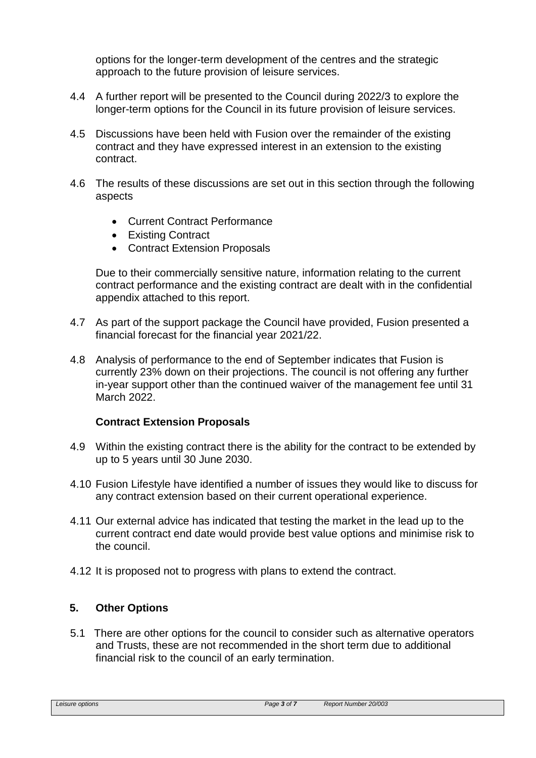options for the longer-term development of the centres and the strategic approach to the future provision of leisure services.

4.4 A further report will be presented to the Council during 2022/3 to explore the longer-term options for the Council in its future provision of leisure services.

4.5 Discussions have been held with Fusion over the remainder of the existing contract and they have expressed interest in an extension to the existing contract.

4.6 The results of these discussions are set out in this section through the following aspects

- Current Contract Performance
- Existing Contract
- Contract Extension Proposals

Due to their commercially sensitive nature, information relating to the current contract performance and the existing contract are dealt with in the confidential appendix attached to this report.

4.7 As part of the support package the Council have provided, Fusion presented a financial forecast for the financial year 2021/22.

4.8 Analysis of performance to the end of September indicates that Fusion is currently 23% down on their projections. The council is not offering any further in-year support other than the continued waiver of the management fee until 31 March 2022.

**Contract Extension Proposals**

4.9 Within the existing contract there is the ability for the contract to be extended by up to 5 years until 30 June 2030.

4.10 Fusion Lifestyle have identified a number of issues they would like to discuss for any contract extension based on their current operational experience.

4.11 Our external advice has indicated that testing the market in the lead up to the current contract end date would provide best value options and minimise risk to the council.

4.12 It is proposed not to progress with plans to extend the contract.

## 5. Other Options

5.1 There are other options for the council to consider such as alternative operators and Trusts, these are not recommended in the short term due to additional financial risk to the council of an early termination.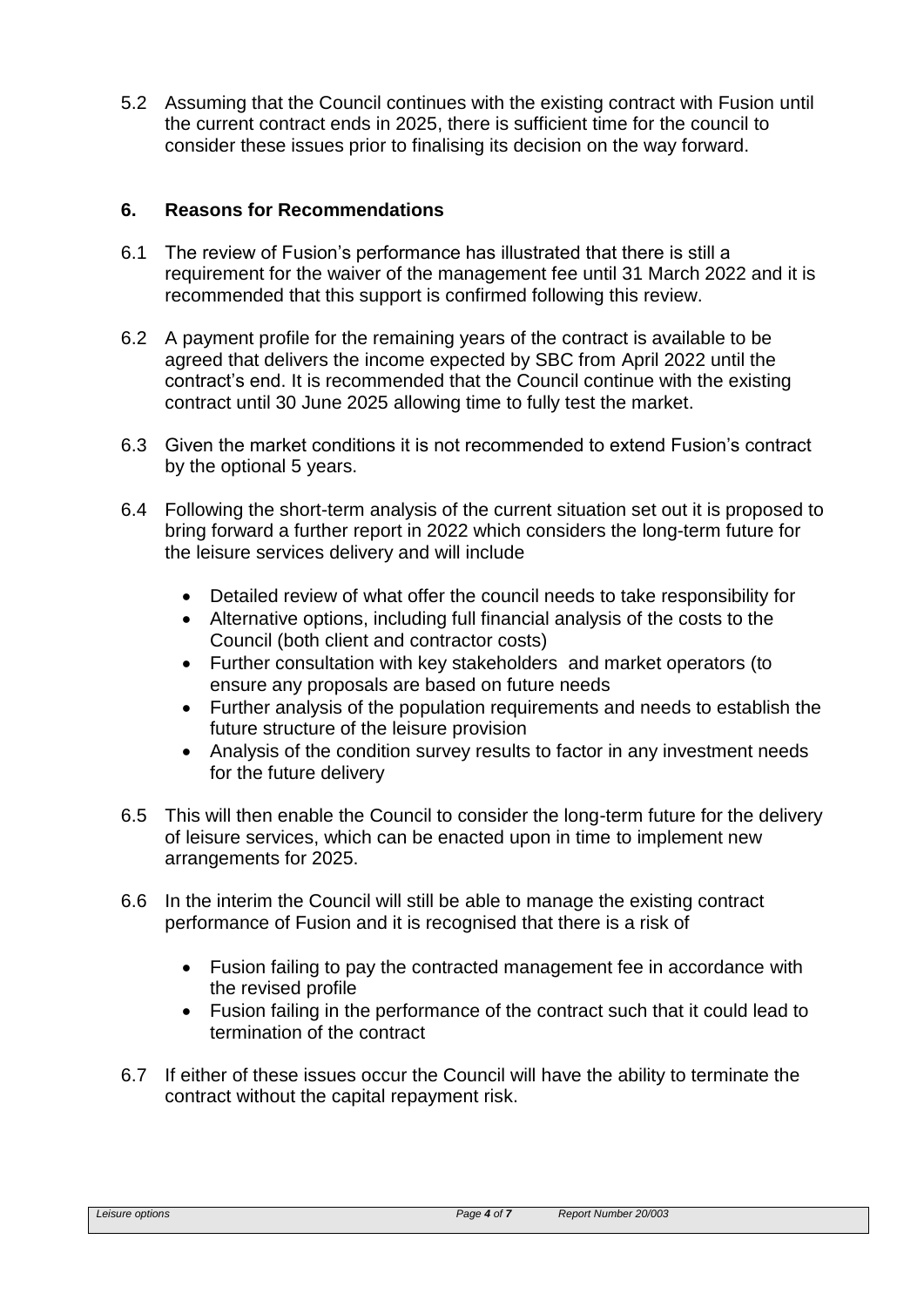5.2 Assuming that the Council continues with the existing contract with Fusion until the current contract ends in 2025, there is sufficient time for the council to consider these issues prior to finalising its decision on the way forward.

## 6. Reasons for Recommendations

6.1 The review of Fusion's performance has illustrated that there is still a requirement for the waiver of the management fee until 31 March 2022 and it is recommended that this support is confirmed following this review.

6.2 A payment profile for the remaining years of the contract is available to be agreed that delivers the income expected by SBC from April 2022 until the contract's end. It is recommended that the Council continue with the existing contract until 30 June 2025 allowing time to fully test the market.

6.3 Given the market conditions it is not recommended to extend Fusion's contract by the optional 5 years.

6.4 Following the short-term analysis of the current situation set out it is proposed to bring forward a further report in 2022 which considers the long-term future for the leisure services delivery and will include

- Detailed review of what offer the council needs to take responsibility for
- Alternative options, including full financial analysis of the costs to the Council (both client and contractor costs)
- Further consultation with key stakeholders and market operators (to ensure any proposals are based on future needs
- Further analysis of the population requirements and needs to establish the future structure of the leisure provision
- Analysis of the condition survey results to factor in any investment needs for the future delivery

6.5 This will then enable the Council to consider the long-term future for the delivery of leisure services, which can be enacted upon in time to implement new arrangements for 2025.

6.6 In the interim the Council will still be able to manage the existing contract performance of Fusion and it is recognised that there is a risk of

- Fusion failing to pay the contracted management fee in accordance with the revised profile
- Fusion failing in the performance of the contract such that it could lead to termination of the contract

6.7 If either of these issues occur the Council will have the ability to terminate the contract without the capital repayment risk.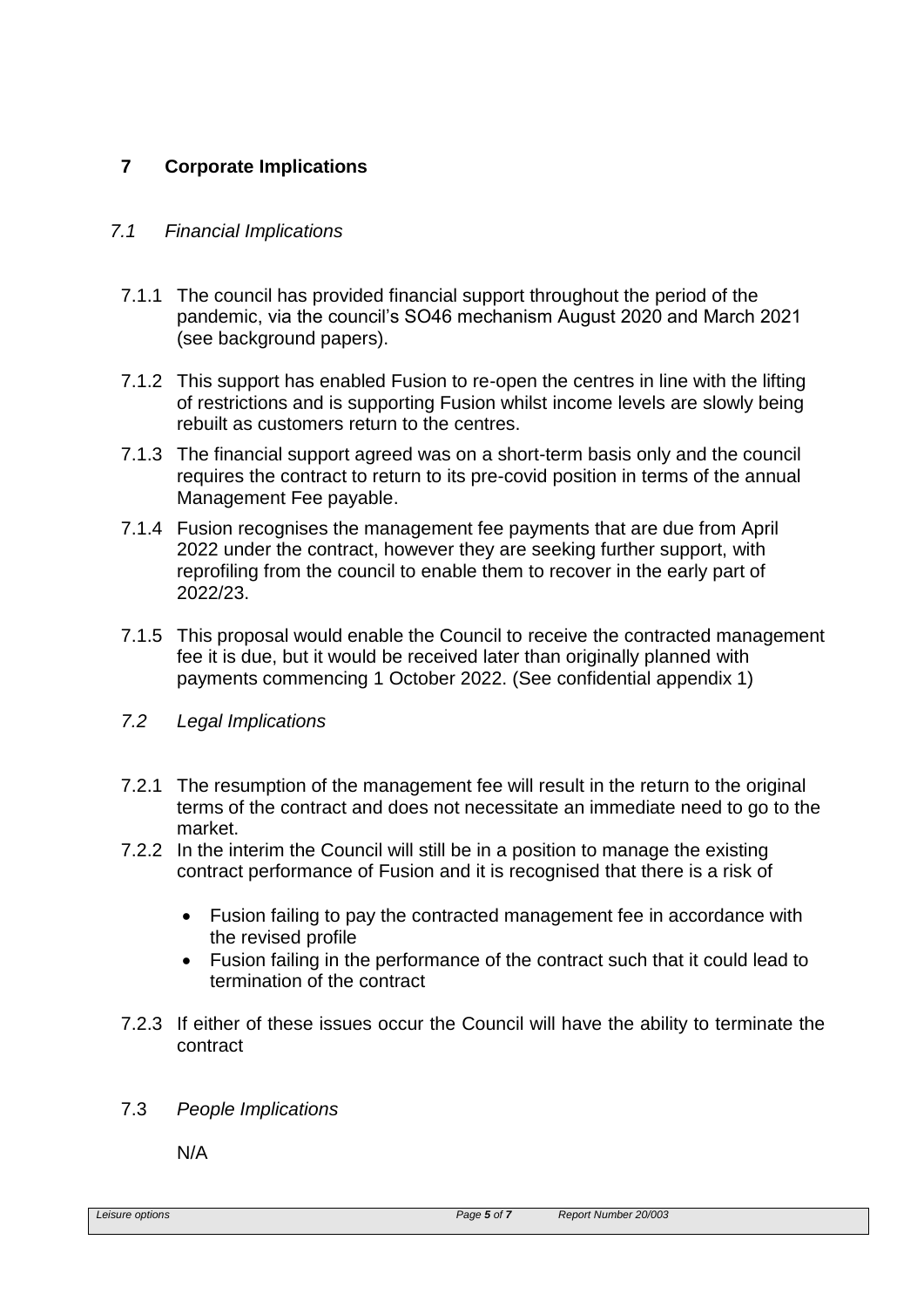## 7 Corporate Implications

### *7.1 Financial Implications*

7.1.1 The council has provided financial support throughout the period of the pandemic, via the council's SO46 mechanism August 2020 and March 2021 (see background papers).

7.1.2 This support has enabled Fusion to re-open the centres in line with the lifting of restrictions and is supporting Fusion whilst income levels are slowly being rebuilt as customers return to the centres.

7.1.3 The financial support agreed was on a short-term basis only and the council requires the contract to return to its pre-covid position in terms of the annual Management Fee payable.

7.1.4 Fusion recognises the management fee payments that are due from April 2022 under the contract, however they are seeking further support, with reprofiling from the council to enable them to recover in the early part of 2022/23.

7.1.5 This proposal would enable the Council to receive the contracted management fee it is due, but it would be received later than originally planned with payments commencing 1 October 2022. (See confidential appendix 1)

### *7.2 Legal Implications*

7.2.1 The resumption of the management fee will result in the return to the original terms of the contract and does not necessitate an immediate need to go to the market.

7.2.2 In the interim the Council will still be in a position to manage the existing contract performance of Fusion and it is recognised that there is a risk of

- Fusion failing to pay the contracted management fee in accordance with the revised profile
- Fusion failing in the performance of the contract such that it could lead to termination of the contract

7.2.3 If either of these issues occur the Council will have the ability to terminate the contract

### 7.3 *People Implications*

N/A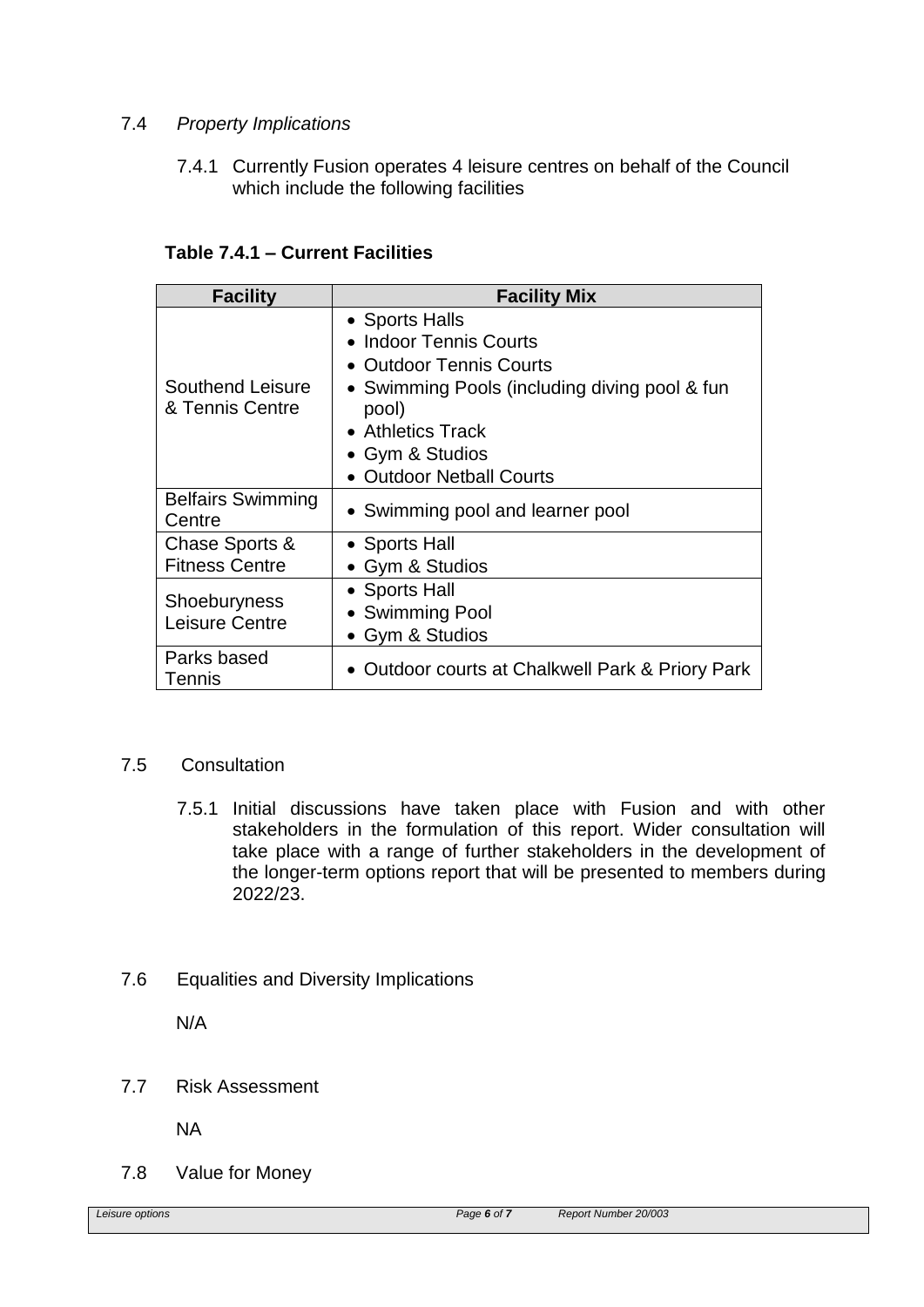7.4 *Property Implications*

7.4.1 Currently Fusion operates 4 leisure centres on behalf of the Council which include the following facilities

**Table 7.4.1 – Current Facilities**

| Facility | Facility Mix |
|---|---|
| Southend Leisure & Tennis Centre | • Sports Halls<br>• Indoor Tennis Courts<br>• Outdoor Tennis Courts<br>• Swimming Pools (including diving pool & fun pool)<br>• Athletics Track<br>• Gym & Studios<br>• Outdoor Netball Courts |
| Belfairs Swimming Centre | • Swimming pool and learner pool |
| Chase Sports & Fitness Centre | • Sports Hall<br>• Gym & Studios |
| Shoeburyness Leisure Centre | • Sports Hall<br>• Swimming Pool<br>• Gym & Studios |
| Parks based Tennis | • Outdoor courts at Chalkwell Park & Priory Park |

7.5 Consultation

7.5.1 Initial discussions have taken place with Fusion and with other stakeholders in the formulation of this report. Wider consultation will take place with a range of further stakeholders in the development of the longer-term options report that will be presented to members during 2022/23.

7.6 Equalities and Diversity Implications

N/A

7.7 Risk Assessment

NA

7.8 Value for Money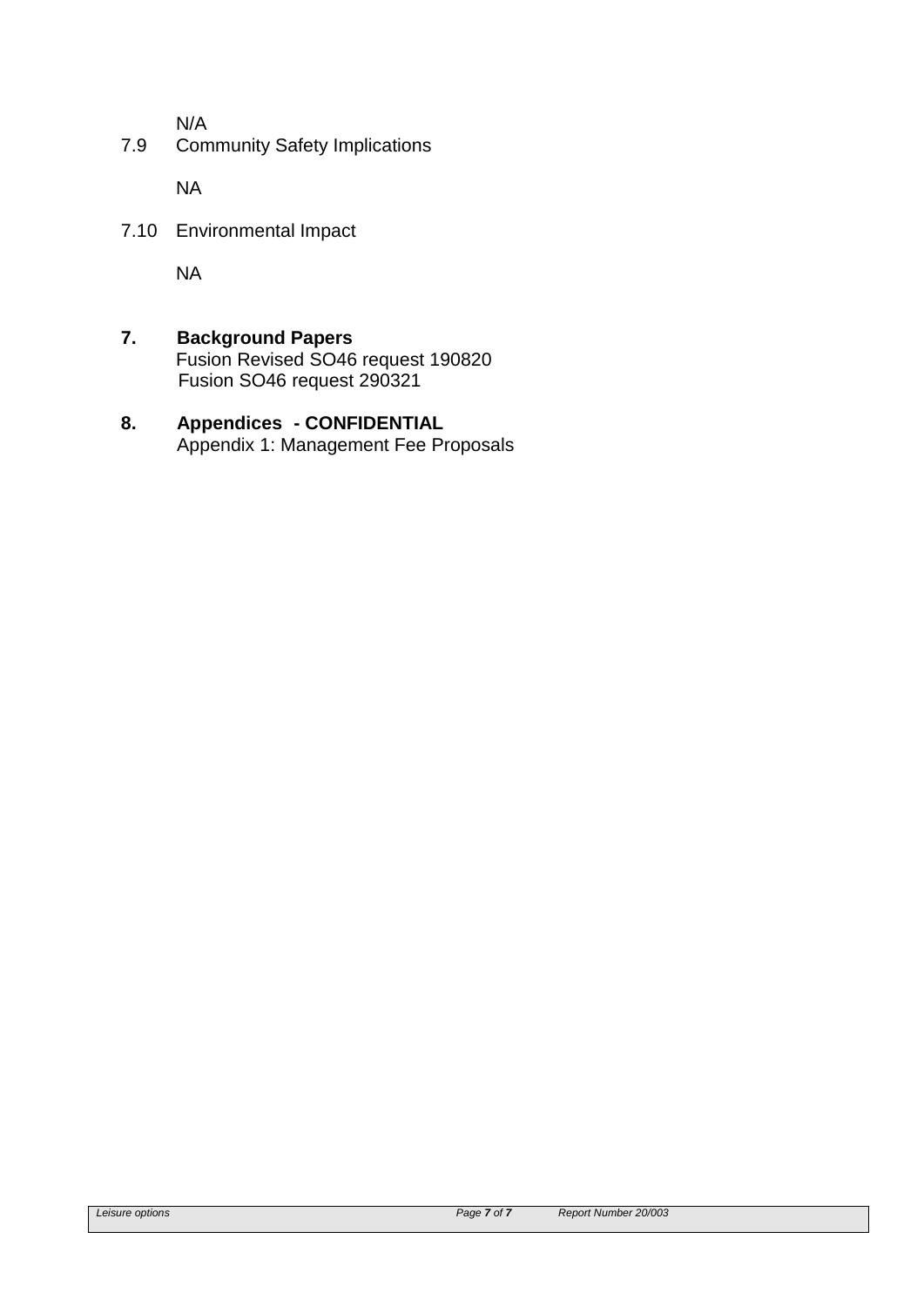N/A

7.9 Community Safety Implications

NA

7.10 Environmental Impact

NA

**7. Background Papers**

Fusion Revised SO46 request 190820
Fusion SO46 request 290321

**8. Appendices - CONFIDENTIAL**

Appendix 1: Management Fee Proposals